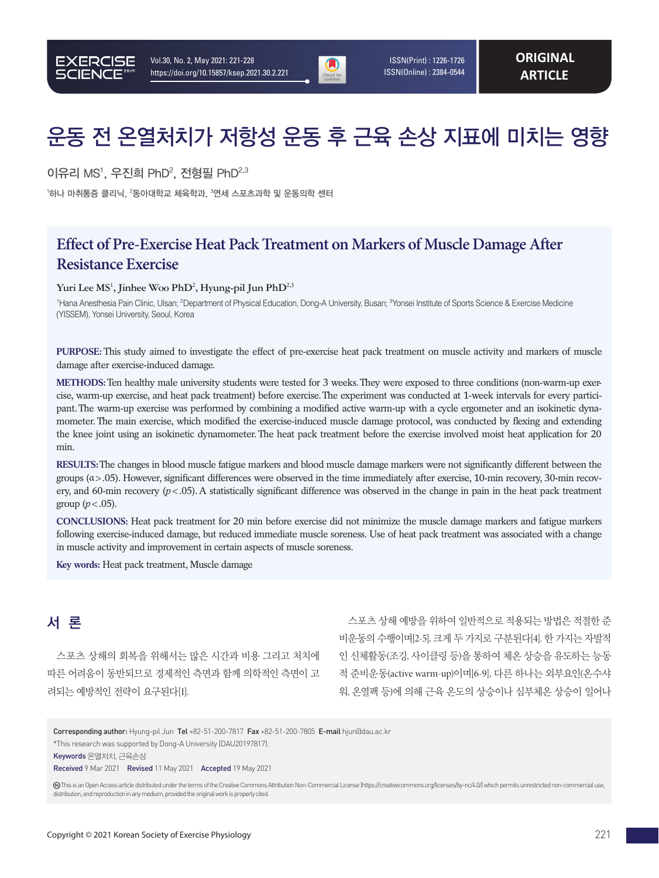# 운동 전 온열처치가 저항성 운동 후 근육 손상 지표에 미치는 영향

이유리 MS[1], 우진희 PhD[2], 전형필 PhD[2,3]

[1]하나 마취통증 클리닉, [2]동아대학교 체육학과, [3]연세 스포츠과학 및 운동의학 센터

## Effect of Pre-Exercise Heat Pack Treatment on Markers of Muscle Damage After Resistance Exercise

Yuri Lee MS[1], Jinhee Woo PhD[2], Hyung-pil Jun PhD[2,3]

[1]Hana Anesthesia Pain Clinic, Ulsan; [2]Department of Physical Education, Dong-A University, Busan; [3]Yonsei Institute of Sports Science & Exercise Medicine (YISSEM), Yonsei University, Seoul, Korea

**PURPOSE:** This study aimed to investigate the effect of pre-exercise heat pack treatment on muscle activity and markers of muscle damage after exercise-induced damage.

**METHODS:** Ten healthy male university students were tested for 3 weeks. They were exposed to three conditions (non-warm-up exercise, warm-up exercise, and heat pack treatment) before exercise. The experiment was conducted at 1-week intervals for every participant. The warm-up exercise was performed by combining a modified active warm-up with a cycle ergometer and an isokinetic dynamometer. The main exercise, which modified the exercise-induced muscle damage protocol, was conducted by flexing and extending the knee joint using an isokinetic dynamometer. The heat pack treatment before the exercise involved moist heat application for 20 min.

**RESULTS:** The changes in blood muscle fatigue markers and blood muscle damage markers were not significantly different between the groups ($\alpha > .05$). However, significant differences were observed in the time immediately after exercise, 10-min recovery, 30-min recovery, and 60-min recovery ($p < .05$). A statistically significant difference was observed in the change in pain in the heat pack treatment group ($p < .05$).

**CONCLUSIONS:** Heat pack treatment for 20 min before exercise did not minimize the muscle damage markers and fatigue markers following exercise-induced damage, but reduced immediate muscle soreness. Use of heat pack treatment was associated with a change in muscle activity and improvement in certain aspects of muscle soreness.

**Key words:** Heat pack treatment, Muscle damage

## 서 론

스포츠 상해의 회복을 위해서는 많은 시간과 비용 그리고 처치에 따른 어려움이 동반되므로 경제적인 측면과 함께 의학적인 측면이 고려되는 예방적인 전략이 요구된다[1].

스포츠 상해 예방을 위하여 일반적으로 적용되는 방법은 적절한 준비운동의 수행이며[2-5], 크게 두 가지로 구분된다[4]. 한 가지는 자발적인 신체활동(조깅, 사이클링 등)을 통하여 체온 상승을 유도하는 능동적 준비운동(active warm-up)이며[6-9], 다른 하나는 외부요인(온수샤워, 온열팩 등)에 의해 근육 온도의 상승이나 심부체온 상승이 일어나

**Corresponding author:** Hyung-pil Jun **Tel** +82-51-200-7817 **Fax** +82-51-200-7805 **E-mail** hjun@dau.ac.kr

*This research was supported by Dong-A University (DAU20197817).

**Keywords** 온열처치, 근육손상

**Received** 9 Mar 2021 **Revised** 11 May 2021 **Accepted** 19 May 2021

This is an Open Access article distributed under the terms of the Creative Commons Attribution Non-Commercial License (https://creativecommons.org/licenses/by-nc/4.0/) which permits unrestricted non-commercial use, distribution, and reproduction in any medium, provided the original work is properly cited.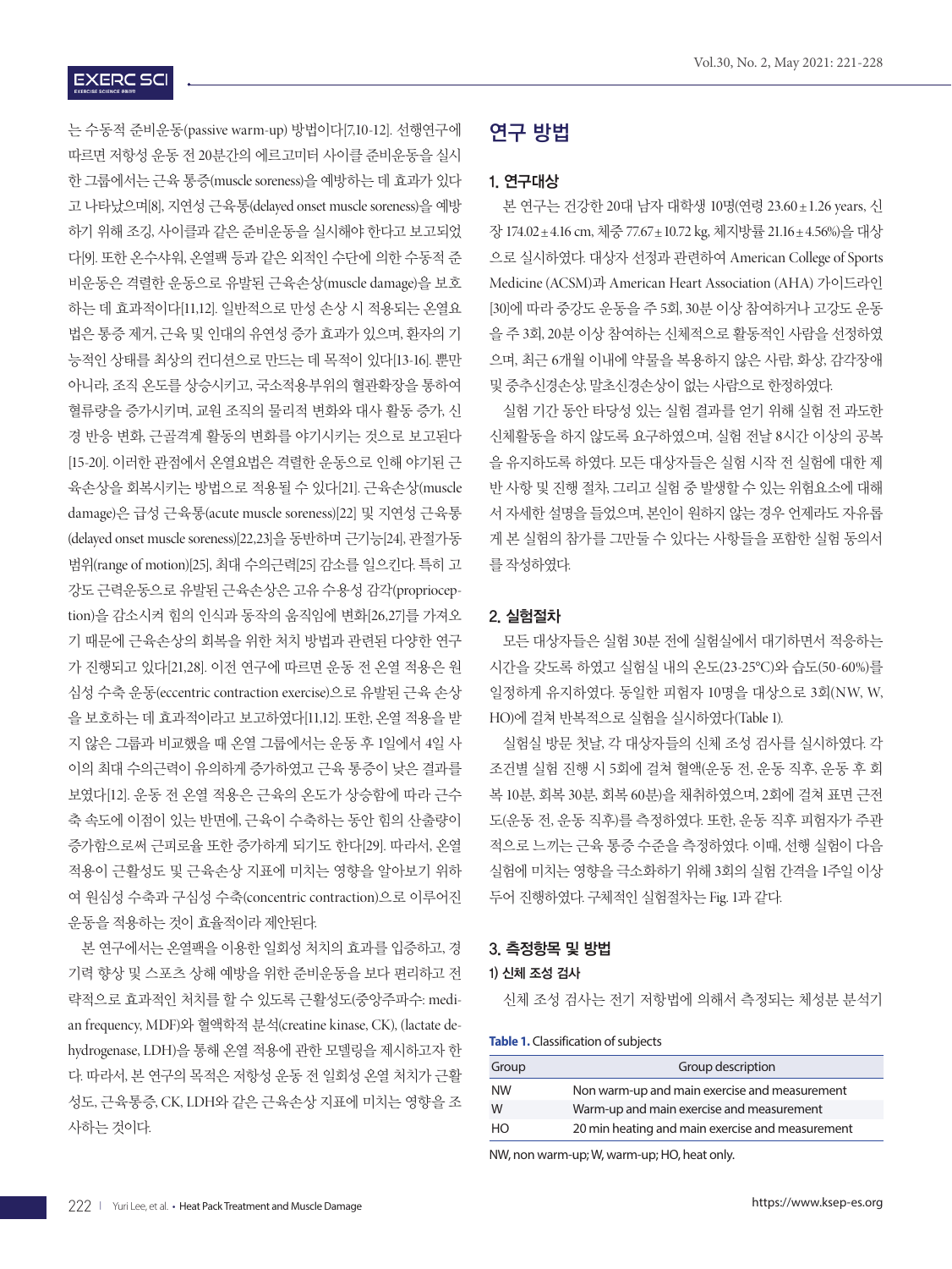는 수동적 준비운동(passive warm-up) 방법이다[7,10-12]. 선행연구에 따르면 저항성 운동 전 20분간의 에르고미터 사이클 준비운동을 실시한 그룹에서는 근육 통증(muscle soreness)을 예방하는 데 효과가 있다고 나타났으며[8], 지연성 근육통(delayed onset muscle soreness)을 예방하기 위해 조깅, 사이클과 같은 준비운동을 실시해야 한다고 보고되었다[9]. 또한 온수샤워, 온열팩 등과 같은 외적인 수단에 의한 수동적 준비운동은 격렬한 운동으로 유발된 근육손상(muscle damage)을 보호하는 데 효과적이다[11,12]. 일반적으로 만성 손상 시 적용되는 온열요법은 통증 제거, 근육 및 인대의 유연성 증가 효과가 있으며, 환자의 기능적인 상태를 최상의 컨디션으로 만드는 데 목적이 있다[13-16]. 뿐만 아니라, 조직 온도를 상승시키고, 국소적용부위의 혈관확장을 통하여 혈류량을 증가시키며, 교원 조직의 물리적 변화와 대사 활동 증가, 신경 반응 변화, 근골격계 활동의 변화를 야기시키는 것으로 보고된다[15-20]. 이러한 관점에서 온열요법은 격렬한 운동으로 인해 야기된 근육손상을 회복시키는 방법으로 적용될 수 있다[21]. 근육손상(muscle damage)은 급성 근육통(acute muscle soreness)[22] 및 지연성 근육통(delayed onset muscle soreness)[22,23]을 동반하며 근기능[24], 관절가동범위(range of motion)[25], 최대 수의근력[25] 감소를 일으킨다. 특히 고강도 근력운동으로 유발된 근육손상은 고유 수용성 감각(proprioception)을 감소시켜 힘의 인식과 동작의 움직임에 변화[26,27]를 가져오기 때문에 근육손상의 회복을 위한 처치 방법과 관련된 다양한 연구가 진행되고 있다[21,28]. 이전 연구에 따르면 운동 전 온열 적용은 원심성 수축 운동(eccentric contraction exercise)으로 유발된 근육 손상을 보호하는 데 효과적이라고 보고하였다[11,12]. 또한, 온열 적용을 받지 않은 그룹과 비교했을 때 온열 그룹에서는 운동 후 1일에서 4일 사이의 최대 수의근력이 유의하게 증가하였고 근육 통증이 낮은 결과를 보였다[12]. 운동 전 온열 적용은 근육의 온도가 상승함에 따라 근수축 속도에 이점이 있는 반면에, 근육이 수축하는 동안 힘의 산출량이 증가함으로써 근피로율 또한 증가하게 되기도 한다[29]. 따라서, 온열 적용이 근활성도 및 근육손상 지표에 미치는 영향을 알아보기 위하여 원심성 수축과 구심성 수축(concentric contraction)으로 이루어진 운동을 적용하는 것이 효율적이라 제안된다.

본 연구에서는 온열팩을 이용한 일회성 처치의 효과를 입증하고, 경기력 향상 및 스포츠 상해 예방을 위한 준비운동을 보다 편리하고 전략적으로 효과적인 처치를 할 수 있도록 근활성도(중앙주파수: median frequency, MDF)와 혈액학적 분석(creatine kinase, CK), (lactate dehydrogenase, LDH)을 통해 온열 적용에 관한 모델링을 제시하고자 한다. 따라서, 본 연구의 목적은 저항성 운동 전 일회성 온열 처치가 근활성도, 근육통증, CK, LDH와 같은 근육손상 지표에 미치는 영향을 조사하는 것이다.

# 연구 방법

## 1. 연구대상

본 연구는 건강한 20대 남자 대학생 10명(연령 23.60±1.26 years, 신장 174.02±4.16 cm, 체중 77.67±10.72 kg, 체지방률 21.16±4.56%)을 대상으로 실시하였다. 대상자 선정과 관련하여 American College of Sports Medicine (ACSM)과 American Heart Association (AHA) 가이드라인[30]에 따라 중강도 운동을 주 5회, 30분 이상 참여하거나 고강도 운동을 주 3회, 20분 이상 참여하는 신체적으로 활동적인 사람을 선정하였으며, 최근 6개월 이내에 약물을 복용하지 않은 사람, 화상, 감각장애 및 중추신경손상, 말초신경손상이 없는 사람으로 한정하였다.

실험 기간 동안 타당성 있는 실험 결과를 얻기 위해 실험 전 과도한 신체활동을 하지 않도록 요구하였으며, 실험 전날 8시간 이상의 공복을 유지하도록 하였다. 모든 대상자들은 실험 시작 전 실험에 대한 제반 사항 및 진행 절차, 그리고 실험 중 발생할 수 있는 위험요소에 대해서 자세한 설명을 들었으며, 본인이 원하지 않는 경우 언제라도 자유롭게 본 실험의 참가를 그만둘 수 있다는 사항들을 포함한 실험 동의서를 작성하였다.

## 2. 실험절차

모든 대상자들은 실험 30분 전에 실험실에서 대기하면서 적응하는 시간을 갖도록 하였고 실험실 내의 온도(23-25°C)와 습도(50-60%)를 일정하게 유지하였다. 동일한 피험자 10명을 대상으로 3회(NW, W, HO)에 걸쳐 반복적으로 실험을 실시하였다(Table 1).

실험실 방문 첫날, 각 대상자들의 신체 조성 검사를 실시하였다. 각 조건별 실험 진행 시 5회에 걸쳐 혈액(운동 전, 운동 직후, 운동 후 회복 10분, 회복 30분, 회복 60분)을 채취하였으며, 2회에 걸쳐 표면 근전도(운동 전, 운동 직후)를 측정하였다. 또한, 운동 직후 피험자가 주관적으로 느끼는 근육 통증 수준을 측정하였다. 이때, 선행 실험이 다음 실험에 미치는 영향을 극소화하기 위해 3회의 실험 간격을 1주일 이상 두어 진행하였다. 구체적인 실험절차는 Fig. 1과 같다.

## 3. 측정항목 및 방법

### 1) 신체 조성 검사

신체 조성 검사는 전기 저항법에 의해서 측정되는 체성분 분석기

**Table 1.** Classification of subjects

| Group | Group description |
|---|---|
| NW | Non warm-up and main exercise and measurement |
| W | Warm-up and main exercise and measurement |
| HO | 20 min heating and main exercise and measurement |

NW, non warm-up; W, warm-up; HO, heat only.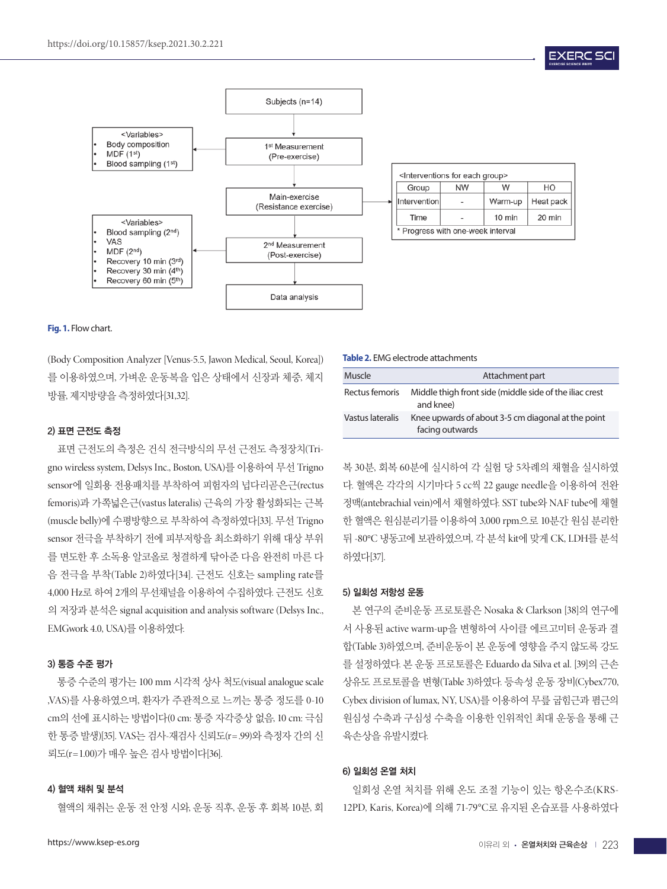Subjects (n=14)

<Variables>
- Body composition
- MDF (1st)
- Blood sampling (1st)

1st Measurement (Pre-exercise)

Main-exercise (Resistance exercise)

<Interventions for each group>

| Group | NW | W | HO |
|---|---|---|---|
| Intervention | - | Warm-up | Heat pack |
| Time | - | 10 min | 20 min |

* Progress with one-week interval

<Variables>
- Blood sampling (2nd)
- VAS
- MDF (2nd)
- Recovery 10 min (3rd)
- Recovery 30 min (4th)
- Recovery 60 min (5th)

2nd Measurement (Post-exercise)

Data analysis

**Fig. 1.** Flow chart.

(Body Composition Analyzer [Venus-5.5, Jawon Medical, Seoul, Korea])를 이용하였으며, 가벼운 운동복을 입은 상태에서 신장과 체중, 체지방률, 제지방량을 측정하였다[31,32].

### 2) 표면 근전도 측정

표면 근전도의 측정은 건식 전극방식의 무선 근전도 측정장치(Trigno wireless system, Delsys Inc., Boston, USA)를 이용하여 무선 Trigno sensor에 일회용 전용패치를 부착하여 피험자의 넙다리곧은근(rectus femoris)과 가쪽넓은근(vastus lateralis) 근육의 가장 활성화되는 근복(muscle belly)에 수평방향으로 부착하여 측정하였다[33]. 무선 Trigno sensor 전극을 부착하기 전에 피부저항을 최소화하기 위해 대상 부위를 면도한 후 소독용 알코올로 청결하게 닦아준 다음 완전히 마른 다음 전극을 부착(Table 2)하였다[34]. 근전도 신호는 sampling rate를 4,000 Hz로 하여 2개의 무선채널을 이용하여 수집하였다. 근전도 신호의 저장과 분석은 signal acquisition and analysis software (Delsys Inc., EMGwork 4.0, USA)를 이용하였다.

### 3) 통증 수준 평가

통증 수준의 평가는 100 mm 시각적 상사 척도(visual analogue scale ,VAS)를 사용하였으며, 환자가 주관적으로 느끼는 통증 정도를 0-10 cm의 선에 표시하는 방법이다(0 cm: 통증 자각증상 없음, 10 cm: 극심한 통증 발생)[35]. VAS는 검사-재검사 신뢰도(r=.99)와 측정자 간의 신뢰도(r=1.00)가 매우 높은 검사 방법이다[36].

### 4) 혈액 채취 및 분석

혈액의 채취는 운동 전 안정 시와, 운동 직후, 운동 후 회복 10분, 회복 30분, 회복 60분에 실시하여 각 실험 당 5차례의 채혈을 실시하였다. 혈액은 각각의 시기마다 5 cc씩 22 gauge needle을 이용하여 전완정맥(antebrachial vein)에서 채혈하였다. SST tube와 NAF tube에 채혈한 혈액은 원심분리기를 이용하여 3,000 rpm으로 10분간 원심 분리한 뒤 -80°C 냉동고에 보관하였으며, 각 분석 kit에 맞게 CK, LDH를 분석하였다[37].

**Table 2.** EMG electrode attachments

| Muscle | Attachment part |
|---|---|
| Rectus femoris | Middle thigh front side (middle side of the iliac crest and knee) |
| Vastus lateralis | Knee upwards of about 3-5 cm diagonal at the point facing outwards |

### 5) 일회성 저항성 운동

본 연구의 준비운동 프로토콜은 Nosaka & Clarkson [38]의 연구에서 사용된 active warm-up을 변형하여 사이클 에르고미터 운동과 결합(Table 3)하였으며, 준비운동이 본 운동에 영향을 주지 않도록 강도를 설정하였다. 본 운동 프로토콜은 Eduardo da Silva et al. [39]의 근손상유도 프로토콜을 변형(Table 3)하였다. 등속성 운동 장비(Cybex770, Cybex division of lumax, NY, USA)를 이용하여 무릎 굽힘근과 폄근의 원심성 수축과 구심성 수축을 이용한 인위적인 최대 운동을 통해 근육손상을 유발시켰다.

### 6) 일회성 온열 처치

일회성 온열 처치를 위해 온도 조절 기능이 있는 항온수조(KRS-12PD, Karis, Korea)에 의해 71-79°C로 유지된 온습포를 사용하였다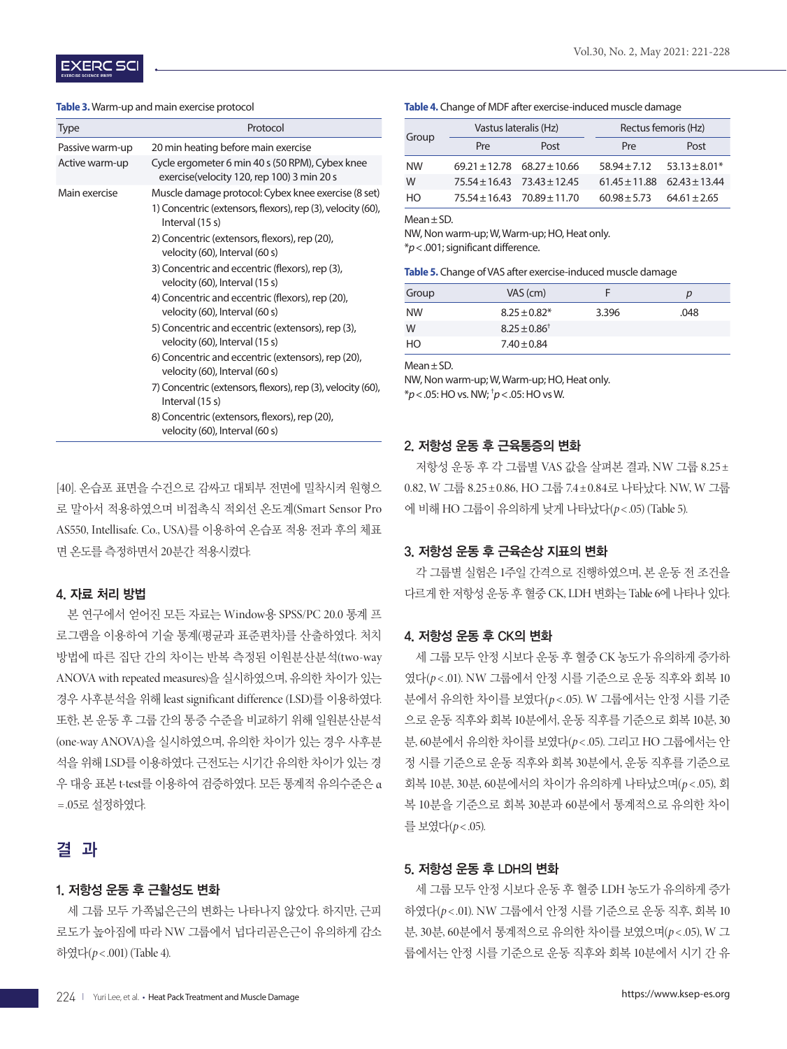**Table 3.** Warm-up and main exercise protocol

| Type | Protocol |
|---|---|
| Passive warm-up | 20 min heating before main exercise |
| Active warm-up | Cycle ergometer 6 min 40 s (50 RPM), Cybex knee exercise(velocity 120, rep 100) 3 min 20 s |
| Main exercise | Muscle damage protocol: Cybex knee exercise (8 set)<br>1) Concentric (extensors, flexors), rep (3), velocity (60), Interval (15 s)<br>2) Concentric (extensors, flexors), rep (20), velocity (60), Interval (60 s)<br>3) Concentric and eccentric (flexors), rep (3), velocity (60), Interval (15 s)<br>4) Concentric and eccentric (flexors), rep (20), velocity (60), Interval (60 s)<br>5) Concentric and eccentric (extensors), rep (3), velocity (60), Interval (15 s)<br>6) Concentric and eccentric (extensors), rep (20), velocity (60), Interval (60 s)<br>7) Concentric (extensors, flexors), rep (3), velocity (60), Interval (15 s)<br>8) Concentric (extensors, flexors), rep (20), velocity (60), Interval (60 s) |

[40]. 온습포 표면을 수건으로 감싸고 대퇴부 전면에 밀착시켜 원형으로 말아서 적용하였으며 비접촉식 적외선 온도계(Smart Sensor Pro AS550, Intellisafe. Co., USA)를 이용하여 온습포 적용 전과 후의 체표면 온도를 측정하면서 20분간 적용시켰다.

### 4. 자료 처리 방법

본 연구에서 얻어진 모든 자료는 Window용 SPSS/PC 20.0 통계 프로그램을 이용하여 기술 통계(평균과 표준편차)를 산출하였다. 처치 방법에 따른 집단 간의 차이는 반복 측정된 이원분산분석(two-way ANOVA with repeated measures)을 실시하였으며, 유의한 차이가 있는 경우 사후분석을 위해 least significant difference (LSD)를 이용하였다. 또한, 본 운동 후 그룹 간의 통증 수준을 비교하기 위해 일원분산분석(one-way ANOVA)을 실시하였으며, 유의한 차이가 있는 경우 사후분석을 위해 LSD를 이용하였다. 근전도는 시기간 유의한 차이가 있는 경우 대응 표본 t-test를 이용하여 검증하였다. 모든 통계적 유의수준은 $\alpha = .05$로 설정하였다.

## 결 과

### 1. 저항성 운동 후 근활성도 변화

세 그룹 모두 가쪽넓은근의 변화는 나타나지 않았다. 하지만, 근피로도가 높아짐에 따라 NW 그룹에서 넙다리곧은근이 유의하게 감소하였다($p<.001$) (Table 4).

**Table 4.** Change of MDF after exercise-induced muscle damage

| Group | Vastus lateralis (Hz) | | Rectus femoris (Hz) | |
|---|---|---|---|---|
| | Pre | Post | Pre | Post |
| NW | 69.21±12.78 | 68.27±10.66 | 58.94±7.12 | 53.13±8.01* |
| W | 75.54±16.43 | 73.43±12.45 | 61.45±11.88 | 62.43±13.44 |
| HO | 75.54±16.43 | 70.89±11.70 | 60.98±5.73 | 64.61±2.65 |

Mean±SD.
NW, Non warm-up; W, Warm-up; HO, Heat only.
*$p<.001$; significant difference.

**Table 5.** Change of VAS after exercise-induced muscle damage

| Group | VAS (cm) | F | *p* |
|---|---|---|---|
| NW | 8.25±0.82* | 3.396 | .048 |
| W | 8.25±0.86† | | |
| HO | 7.40±0.84 | | |

Mean±SD.
NW, Non warm-up; W, Warm-up; HO, Heat only.
*$p<.05$: HO vs. NW; †$p<.05$: HO vs W.

### 2. 저항성 운동 후 근육통증의 변화

저항성 운동 후 각 그룹별 VAS 값을 살펴본 결과, NW 그룹 8.25±0.82, W 그룹 8.25±0.86, HO 그룹 7.4±0.84로 나타났다. NW, W 그룹에 비해 HO 그룹이 유의하게 낮게 나타났다($p<.05$) (Table 5).

### 3. 저항성 운동 후 근육손상 지표의 변화

각 그룹별 실험은 1주일 간격으로 진행하였으며, 본 운동 전 조건을 다르게 한 저항성 운동 후 혈중 CK, LDH 변화는 Table 6에 나타나 있다.

### 4. 저항성 운동 후 CK의 변화

세 그룹 모두 안정 시보다 운동 후 혈중 CK 농도가 유의하게 증가하였다($p<.01$). NW 그룹에서 안정 시를 기준으로 운동 직후와 회복 10분에서 유의한 차이를 보였다($p<.05$). W 그룹에서는 안정 시를 기준으로 운동 직후와 회복 10분에서, 운동 직후를 기준으로 회복 10분, 30분, 60분에서 유의한 차이를 보였다($p<.05$). 그리고 HO 그룹에서는 안정 시를 기준으로 운동 직후와 회복 30분에서, 운동 직후를 기준으로 회복 10분, 30분, 60분에서의 차이가 유의하게 나타났으며($p<.05$), 회복 10분을 기준으로 회복 30분과 60분에서 통계적으로 유의한 차이를 보였다($p<.05$).

### 5. 저항성 운동 후 LDH의 변화

세 그룹 모두 안정 시보다 운동 후 혈중 LDH 농도가 유의하게 증가하였다($p<.01$). NW 그룹에서 안정 시를 기준으로 운동 직후, 회복 10분, 30분, 60분에서 통계적으로 유의한 차이를 보였으며($p<.05$), W 그룹에서는 안정 시를 기준으로 운동 직후와 회복 10분에서 시기 간 유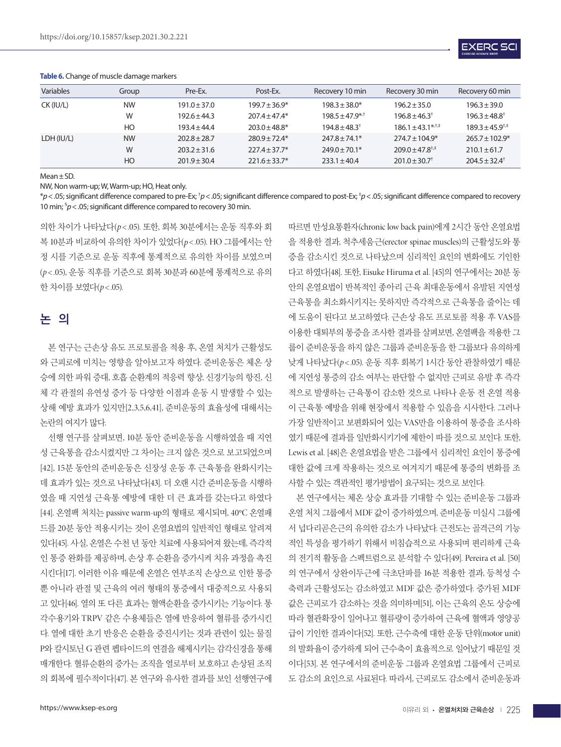**Table 6.** Change of muscle damage markers

| Variables | Group | Pre-Ex. | Post-Ex. | Recovery 10 min | Recovery 30 min | Recovery 60 min |
|---|---|---|---|---|---|---|
| CK (IU/L) | NW | 191.0±37.0 | 199.7±36.9* | 198.3±38.0* | 196.2±35.0 | 196.3±39.0 |
| | W | 192.6±44.3 | 207.4±47.4* | 198.5±47.9*,† | 196.8±46.3† | 196.3±48.8† |
| | HO | 193.4±44.4 | 203.0±48.8* | 194.8±48.3† | 186.1±43.1*,†,‡ | 189.3±45.9†,‡ |
| LDH (IU/L) | NW | 202.8±28.7 | 280.9±72.4* | 247.8±74.1* | 274.7±104.9* | 265.7±102.9* |
| | W | 203.2±31.6 | 227.4±37.7* | 249.0±70.1* | 209.0±47.8†,‡ | 210.1±61.7 |
| | HO | 201.9±30.4 | 221.6±33.7* | 233.1±40.4 | 201.0±30.7† | 204.5±32.4† |

Mean±SD.

NW, Non warm-up; W, Warm-up; HO, Heat only.

*$p<.05$; significant difference compared to pre-Ex; †$p<.05$; significant difference compared to post-Ex; ‡$p<.05$; significant difference compared to recovery 10 min; §$p<.05$; significant difference compared to recovery 30 min.

의한 차이가 나타났다($p<.05$). 또한, 회복 30분에서는 운동 직후와 회복 10분과 비교하여 유의한 차이가 있었다($p<.05$). HO 그룹에서는 안정 시를 기준으로 운동 직후에 통계적으로 유의한 차이를 보였으며($p<.05$), 운동 직후를 기준으로 회복 30분과 60분에 통계적으로 유의한 차이를 보였다($p<.05$).

## 논 의

본 연구는 근손상 유도 프로토콜을 적용 후, 온열 처치가 근활성도와 근피로에 미치는 영향을 알아보고자 하였다. 준비운동은 체온 상승에 의한 파워 증대, 호흡 순환계의 적응력 향상, 신경기능의 항진, 신체 각 관절의 유연성 증가 등 다양한 이점과 운동 시 발생할 수 있는 상해 예방 효과가 있지만[2,3,5,6,41], 준비운동의 효율성에 대해서는 논란의 여지가 많다.

선행 연구를 살펴보면, 10분 동안 준비운동을 시행하였을 때 지연성 근육통을 감소시켰지만 그 차이는 크지 않은 것으로 보고되었으며[42], 15분 동안의 준비운동은 신장성 운동 후 근육통을 완화시키는데 효과가 있는 것으로 나타났다[43]. 더 오랜 시간 준비운동을 시행하였을 때 지연성 근육통 예방에 대한 더 큰 효과를 갖는다고 하였다[44]. 온열팩 처치는 passive warm-up의 형태로 제시되며, 40°C 온열패드를 20분 동안 적용시키는 것이 온열요법의 일반적인 형태로 알려져 있다[45]. 사실, 온열은 수천 년 동안 치료에 사용되어져 왔는데, 즉각적인 통증 완화를 제공하며, 손상 후 순환을 증가시켜 치유 과정을 촉진시킨다[17]. 이러한 이유 때문에 온열은 연부조직 손상으로 인한 통증뿐 아니라 관절 및 근육의 여러 형태의 통증에서 대중적으로 사용되고 있다[46]. 열의 또 다른 효과는 혈액순환을 증가시키는 기능이다. 통각수용기와 TRPV 같은 수용체들은 열에 반응하여 혈류를 증가시킨다. 열에 대한 초기 반응은 순환을 증진시키는 것과 관련이 있는 물질 P와 칼시토닌 G 관련 펩타이드의 연결을 해제시키는 감각신경을 통해 매개한다. 혈류순환의 증가는 조직을 열로부터 보호하고 손상된 조직의 회복에 필수적이다[47]. 본 연구와 유사한 결과를 보인 선행연구에 따르면 만성요통환자(chronic low back pain)에게 2시간 동안 온열요법을 적용한 결과, 척추세움근(erector spinae muscles)의 근활성도와 통증을 감소시킨 것으로 나타났으며 심리적인 요인의 변화에도 기인한다고 하였다[48]. 또한, Eisuke Hiruma et al. [45]의 연구에서는 20분 동안의 온열요법이 반복적인 종아리 근육 최대운동에서 유발된 지연성 근육통을 최소화시키지는 못하지만 즉각적으로 근육통을 줄이는 데에 도움이 된다고 보고하였다. 근손상 유도 프로토콜 적용 후 VAS를 이용한 대퇴부의 통증을 조사한 결과를 살펴보면, 온열팩을 적용한 그룹이 준비운동을 하지 않은 그룹과 준비운동을 한 그룹보다 유의하게 낮게 나타났다($p<.05$). 운동 직후 회복기 1시간 동안 관찰하였기 때문에 지연성 통증의 감소 여부는 판단할 수 없지만 근피로 유발 후 즉각적으로 발생하는 근육통이 감소한 것으로 나타나 운동 전 온열 적용이 근육통 예방을 위해 현장에서 적용할 수 있음을 시사한다. 그러나 가장 일반적이고 보편화되어 있는 VAS만을 이용하여 통증을 조사하였기 때문에 결과를 일반화시키기에 제한이 따를 것으로 보인다. 또한, Lewis et al. [48]은 온열요법을 받은 그룹에서 심리적인 요인이 통증에 대한 값에 크게 작용하는 것으로 여겨지기 때문에 통증의 변화를 조사할 수 있는 객관적인 평가방법이 요구되는 것으로 보인다.

본 연구에서는 체온 상승 효과를 기대할 수 있는 준비운동 그룹과 온열 처치 그룹에서 MDF 값이 증가하였으며, 준비운동 미실시 그룹에서 넙다리곧은근의 유의한 감소가 나타났다. 근전도는 골격근의 기능적인 특성을 평가하기 위해서 비침습적으로 사용되며 편리하게 근육의 전기적 활동을 스펙트럼으로 분석할 수 있다[49]. Pereira et al. [50]의 연구에서 상완이두근에 극초단파를 16분 적용한 결과, 등척성 수축력과 근활성도는 감소하였고 MDF 값은 증가하였다. 증가된 MDF 값은 근피로가 감소하는 것을 의미하며[51], 이는 근육의 온도 상승에 따라 혈관확장이 일어나고 혈류량이 증가하여 근육에 혈액과 영양공급이 기인한 결과이다[52]. 또한, 근수축에 대한 운동 단위(motor unit)의 발화율이 증가하게 되어 근수축이 효율적으로 일어났기 때문일 것이다[53]. 본 연구에서의 준비운동 그룹과 온열요법 그룹에서 근피로도 감소의 요인으로 사료된다. 따라서, 근피로도 감소에서 준비운동과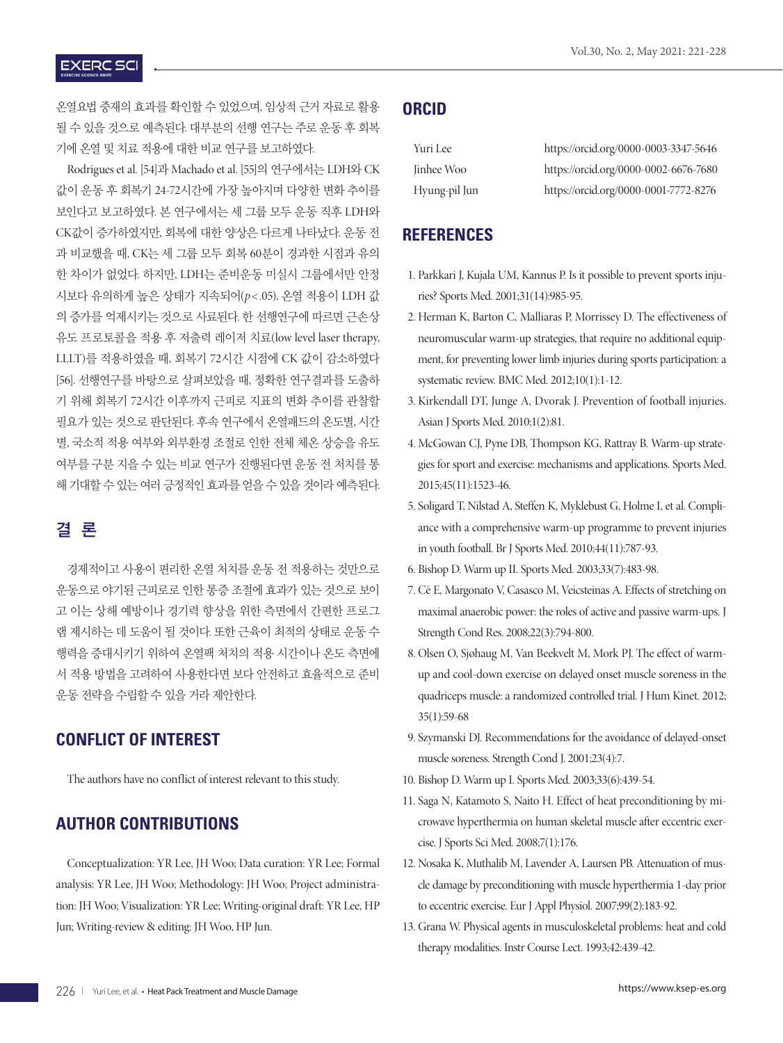온열요법 중재의 효과를 확인할 수 있었으며, 임상적 근거 자료로 활용될 수 있을 것으로 예측된다. 대부분의 선행 연구는 주로 운동 후 회복기에 온열 및 치료 적용에 대한 비교 연구를 보고하였다.

Rodrigues et al. [54]과 Machado et al. [55]의 연구에서는 LDH와 CK 값이 운동 후 회복기 24-72시간에 가장 높아지며 다양한 변화 추이를 보인다고 보고하였다. 본 연구에서는 세 그룹 모두 운동 직후 LDH와 CK값이 증가하였지만, 회복에 대한 양상은 다르게 나타났다. 운동 전과 비교했을 때, CK는 세 그룹 모두 회복 60분이 경과한 시점과 유의한 차이가 없었다. 하지만, LDH는 준비운동 미실시 그룹에서만 안정 시보다 유의하게 높은 상태가 지속되어($p < .05$), 온열 적용이 LDH 값의 증가를 억제시키는 것으로 사료된다. 한 선행연구에 따르면 근손상 유도 프로토콜을 적용 후 저출력 레이저 치료(low level laser therapy, LLLT)를 적용하였을 때, 회복기 72시간 시점에 CK 값이 감소하였다 [56]. 선행연구를 바탕으로 살펴보았을 때, 정확한 연구결과를 도출하기 위해 회복기 72시간 이후까지 근피로 지표의 변화 추이를 관찰할 필요가 있는 것으로 판단된다. 후속 연구에서 온열패드의 온도별, 시간별, 국소적 적용 여부와 외부환경 조절로 인한 전체 체온 상승을 유도 여부를 구분 지을 수 있는 비교 연구가 진행된다면 운동 전 처치를 통해 기대할 수 있는 여러 긍정적인 효과를 얻을 수 있을 것이라 예측된다.

## 결 론

경제적이고 사용이 편리한 온열 처치를 운동 전 적용하는 것만으로 운동으로 야기된 근피로로 인한 통증 조절에 효과가 있는 것으로 보이고 이는 상해 예방이나 경기력 향상을 위한 측면에서 간편한 프로그램 제시하는 데 도움이 될 것이다. 또한 근육이 최적의 상태로 운동 수행력을 증대시키기 위하여 온열팩 처치의 적용 시간이나 온도 측면에서 적용 방법을 고려하여 사용한다면 보다 안전하고 효율적으로 준비운동 전략을 수립할 수 있을 거라 제안한다.

## CONFLICT OF INTEREST

The authors have no conflict of interest relevant to this study.

## AUTHOR CONTRIBUTIONS

Conceptualization: YR Lee, JH Woo; Data curation: YR Lee; Formal analysis: YR Lee, JH Woo; Methodology: JH Woo; Project administration: JH Woo; Visualization: YR Lee; Writing-original draft: YR Lee, HP Jun; Writing-review & editing: JH Woo, HP Jun.

## ORCID

| | |
|---|---|
| Yuri Lee | https://orcid.org/0000-0003-3347-5646 |
| Jinhee Woo | https://orcid.org/0000-0002-6676-7680 |
| Hyung-pil Jun | https://orcid.org/0000-0001-7772-8276 |

## REFERENCES

1. Parkkari J, Kujala UM, Kannus P. Is it possible to prevent sports injuries? Sports Med. 2001;31(14):985-95.
2. Herman K, Barton C, Malliaras P, Morrissey D. The effectiveness of neuromuscular warm-up strategies, that require no additional equipment, for preventing lower limb injuries during sports participation: a systematic review. BMC Med. 2012;10(1):1-12.
3. Kirkendall DT, Junge A, Dvorak J. Prevention of football injuries. Asian J Sports Med. 2010;1(2):81.
4. McGowan CJ, Pyne DB, Thompson KG, Rattray B. Warm-up strategies for sport and exercise: mechanisms and applications. Sports Med. 2015;45(11):1523-46.
5. Soligard T, Nilstad A, Steffen K, Myklebust G, Holme I, et al. Compliance with a comprehensive warm-up programme to prevent injuries in youth football. Br J Sports Med. 2010;44(11):787-93.
6. Bishop D. Warm up II. Sports Med. 2003;33(7):483-98.
7. Cè E, Margonato V, Casasco M, Veicsteinas A. Effects of stretching on maximal anaerobic power: the roles of active and passive warm-ups. J Strength Cond Res. 2008;22(3):794-800.
8. Olsen O, Sjøhaug M, Van Beekvelt M, Mork PJ. The effect of warm-up and cool-down exercise on delayed onset muscle soreness in the quadriceps muscle: a randomized controlled trial. J Hum Kinet. 2012; 35(1):59-68
9. Szymanski DJ. Recommendations for the avoidance of delayed-onset muscle soreness. Strength Cond J. 2001;23(4):7.
10. Bishop D. Warm up I. Sports Med. 2003;33(6):439-54.
11. Saga N, Katamoto S, Naito H. Effect of heat preconditioning by microwave hyperthermia on human skeletal muscle after eccentric exercise. J Sports Sci Med. 2008;7(1):176.
12. Nosaka K, Muthalib M, Lavender A, Laursen PB. Attenuation of muscle damage by preconditioning with muscle hyperthermia 1-day prior to eccentric exercise. Eur J Appl Physiol. 2007;99(2):183-92.
13. Grana W. Physical agents in musculoskeletal problems: heat and cold therapy modalities. Instr Course Lect. 1993;42:439-42.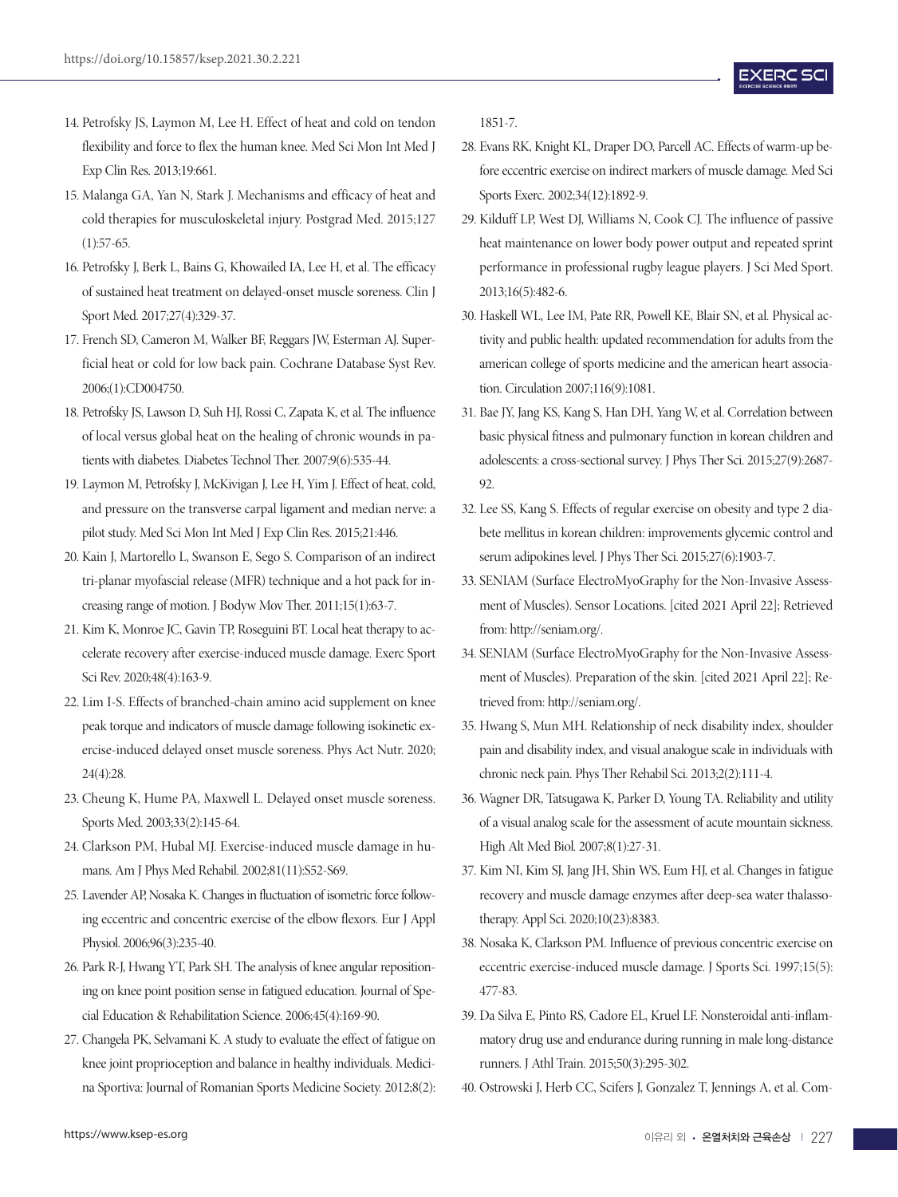14. Petrofsky JS, Laymon M, Lee H. Effect of heat and cold on tendon flexibility and force to flex the human knee. Med Sci Mon Int Med J Exp Clin Res. 2013;19:661.
15. Malanga GA, Yan N, Stark J. Mechanisms and efficacy of heat and cold therapies for musculoskeletal injury. Postgrad Med. 2015;127(1):57-65.
16. Petrofsky J, Berk L, Bains G, Khowailed IA, Lee H, et al. The efficacy of sustained heat treatment on delayed-onset muscle soreness. Clin J Sport Med. 2017;27(4):329-37.
17. French SD, Cameron M, Walker BF, Reggars JW, Esterman AJ. Superficial heat or cold for low back pain. Cochrane Database Syst Rev. 2006;(1):CD004750.
18. Petrofsky JS, Lawson D, Suh HJ, Rossi C, Zapata K, et al. The influence of local versus global heat on the healing of chronic wounds in patients with diabetes. Diabetes Technol Ther. 2007;9(6):535-44.
19. Laymon M, Petrofsky J, McKivigan J, Lee H, Yim J. Effect of heat, cold, and pressure on the transverse carpal ligament and median nerve: a pilot study. Med Sci Mon Int Med J Exp Clin Res. 2015;21:446.
20. Kain J, Martorello L, Swanson E, Sego S. Comparison of an indirect tri-planar myofascial release (MFR) technique and a hot pack for increasing range of motion. J Bodyw Mov Ther. 2011;15(1):63-7.
21. Kim K, Monroe JC, Gavin TP, Roseguini BT. Local heat therapy to accelerate recovery after exercise-induced muscle damage. Exerc Sport Sci Rev. 2020;48(4):163-9.
22. Lim I-S. Effects of branched-chain amino acid supplement on knee peak torque and indicators of muscle damage following isokinetic exercise-induced delayed onset muscle soreness. Phys Act Nutr. 2020;24(4):28.
23. Cheung K, Hume PA, Maxwell L. Delayed onset muscle soreness. Sports Med. 2003;33(2):145-64.
24. Clarkson PM, Hubal MJ. Exercise-induced muscle damage in humans. Am J Phys Med Rehabil. 2002;81(11):S52-S69.
25. Lavender AP, Nosaka K. Changes in fluctuation of isometric force following eccentric and concentric exercise of the elbow flexors. Eur J Appl Physiol. 2006;96(3):235-40.
26. Park R-J, Hwang YT, Park SH. The analysis of knee angular repositioning on knee point position sense in fatigued education. Journal of Special Education & Rehabilitation Science. 2006;45(4):169-90.
27. Changela PK, Selvamani K. A study to evaluate the effect of fatigue on knee joint proprioception and balance in healthy individuals. Medicina Sportiva: Journal of Romanian Sports Medicine Society. 2012;8(2):1851-7.
28. Evans RK, Knight KL, Draper DO, Parcell AC. Effects of warm-up before eccentric exercise on indirect markers of muscle damage. Med Sci Sports Exerc. 2002;34(12):1892-9.
29. Kilduff LP, West DJ, Williams N, Cook CJ. The influence of passive heat maintenance on lower body power output and repeated sprint performance in professional rugby league players. J Sci Med Sport. 2013;16(5):482-6.
30. Haskell WL, Lee IM, Pate RR, Powell KE, Blair SN, et al. Physical activity and public health: updated recommendation for adults from the american college of sports medicine and the american heart association. Circulation 2007;116(9):1081.
31. Bae JY, Jang KS, Kang S, Han DH, Yang W, et al. Correlation between basic physical fitness and pulmonary function in korean children and adolescents: a cross-sectional survey. J Phys Ther Sci. 2015;27(9):2687-92.
32. Lee SS, Kang S. Effects of regular exercise on obesity and type 2 diabete mellitus in korean children: improvements glycemic control and serum adipokines level. J Phys Ther Sci. 2015;27(6):1903-7.
33. SENIAM (Surface ElectroMyoGraphy for the Non-Invasive Assessment of Muscles). Sensor Locations. [cited 2021 April 22]; Retrieved from: http://seniam.org/.
34. SENIAM (Surface ElectroMyoGraphy for the Non-Invasive Assessment of Muscles). Preparation of the skin. [cited 2021 April 22]; Retrieved from: http://seniam.org/.
35. Hwang S, Mun MH. Relationship of neck disability index, shoulder pain and disability index, and visual analogue scale in individuals with chronic neck pain. Phys Ther Rehabil Sci. 2013;2(2):111-4.
36. Wagner DR, Tatsugawa K, Parker D, Young TA. Reliability and utility of a visual analog scale for the assessment of acute mountain sickness. High Alt Med Biol. 2007;8(1):27-31.
37. Kim NI, Kim SJ, Jang JH, Shin WS, Eum HJ, et al. Changes in fatigue recovery and muscle damage enzymes after deep-sea water thalassotherapy. Appl Sci. 2020;10(23):8383.
38. Nosaka K, Clarkson PM. Influence of previous concentric exercise on eccentric exercise-induced muscle damage. J Sports Sci. 1997;15(5):477-83.
39. Da Silva E, Pinto RS, Cadore EL, Kruel LF. Nonsteroidal anti-inflammatory drug use and endurance during running in male long-distance runners. J Athl Train. 2015;50(3):295-302.
40. Ostrowski J, Herb CC, Scifers J, Gonzalez T, Jennings A, et al. Com-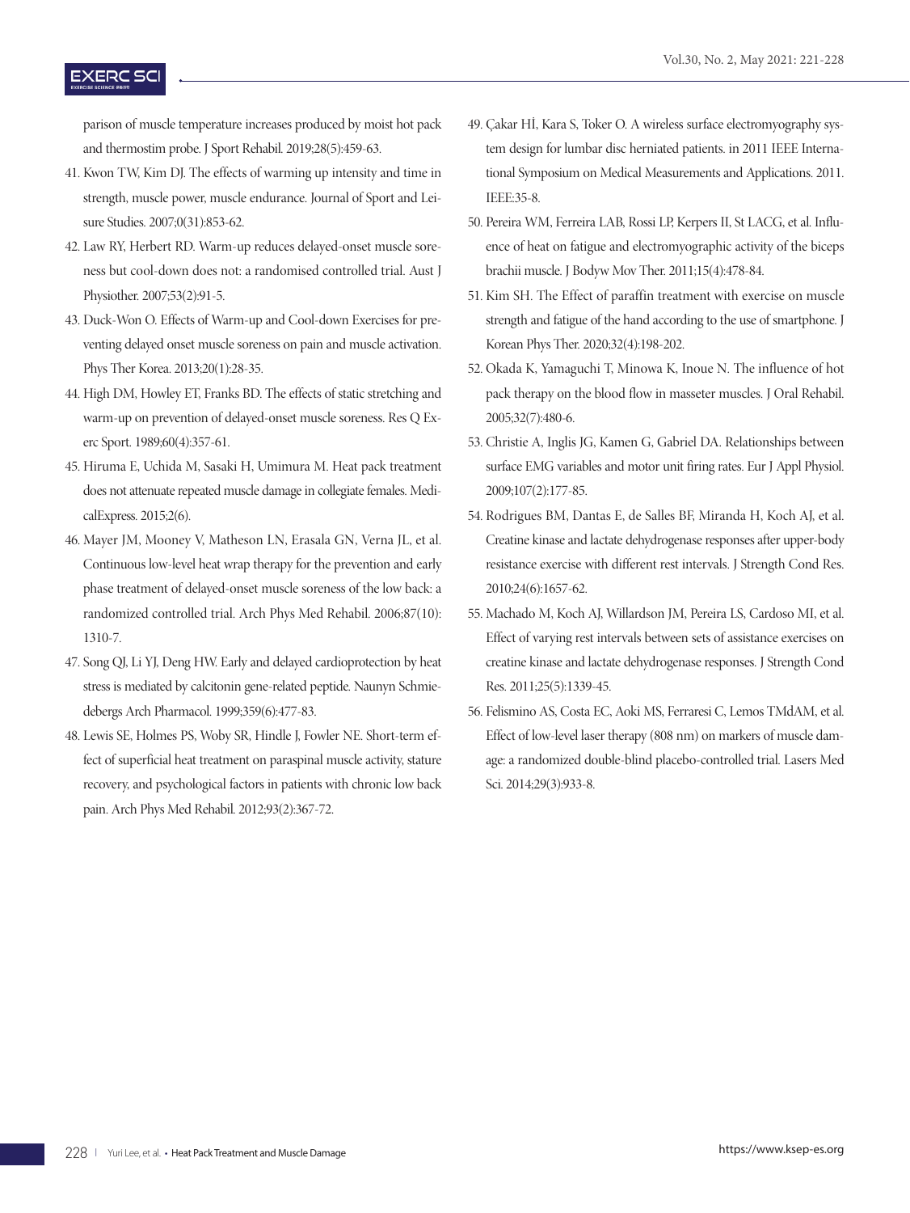parison of muscle temperature increases produced by moist hot pack and thermostim probe. J Sport Rehabil. 2019;28(5):459-63.

41. Kwon TW, Kim DJ. The effects of warming up intensity and time in strength, muscle power, muscle endurance. Journal of Sport and Leisure Studies. 2007;0(31):853-62.
42. Law RY, Herbert RD. Warm-up reduces delayed-onset muscle soreness but cool-down does not: a randomised controlled trial. Aust J Physiother. 2007;53(2):91-5.
43. Duck-Won O. Effects of Warm-up and Cool-down Exercises for preventing delayed onset muscle soreness on pain and muscle activation. Phys Ther Korea. 2013;20(1):28-35.
44. High DM, Howley ET, Franks BD. The effects of static stretching and warm-up on prevention of delayed-onset muscle soreness. Res Q Exerc Sport. 1989;60(4):357-61.
45. Hiruma E, Uchida M, Sasaki H, Umimura M. Heat pack treatment does not attenuate repeated muscle damage in collegiate females. MedicalExpress. 2015;2(6).
46. Mayer JM, Mooney V, Matheson LN, Erasala GN, Verna JL, et al. Continuous low-level heat wrap therapy for the prevention and early phase treatment of delayed-onset muscle soreness of the low back: a randomized controlled trial. Arch Phys Med Rehabil. 2006;87(10):1310-7.
47. Song QJ, Li YJ, Deng HW. Early and delayed cardioprotection by heat stress is mediated by calcitonin gene-related peptide. Naunyn Schmiedebergs Arch Pharmacol. 1999;359(6):477-83.
48. Lewis SE, Holmes PS, Woby SR, Hindle J, Fowler NE. Short-term effect of superficial heat treatment on paraspinal muscle activity, stature recovery, and psychological factors in patients with chronic low back pain. Arch Phys Med Rehabil. 2012;93(2):367-72.
49. Çakar Hİ, Kara S, Toker O. A wireless surface electromyography system design for lumbar disc herniated patients. in 2011 IEEE International Symposium on Medical Measurements and Applications. 2011. IEEE:35-8.
50. Pereira WM, Ferreira LAB, Rossi LP, Kerpers II, St LACG, et al. Influence of heat on fatigue and electromyographic activity of the biceps brachii muscle. J Bodyw Mov Ther. 2011;15(4):478-84.
51. Kim SH. The Effect of paraffin treatment with exercise on muscle strength and fatigue of the hand according to the use of smartphone. J Korean Phys Ther. 2020;32(4):198-202.
52. Okada K, Yamaguchi T, Minowa K, Inoue N. The influence of hot pack therapy on the blood flow in masseter muscles. J Oral Rehabil. 2005;32(7):480-6.
53. Christie A, Inglis JG, Kamen G, Gabriel DA. Relationships between surface EMG variables and motor unit firing rates. Eur J Appl Physiol. 2009;107(2):177-85.
54. Rodrigues BM, Dantas E, de Salles BF, Miranda H, Koch AJ, et al. Creatine kinase and lactate dehydrogenase responses after upper-body resistance exercise with different rest intervals. J Strength Cond Res. 2010;24(6):1657-62.
55. Machado M, Koch AJ, Willardson JM, Pereira LS, Cardoso MI, et al. Effect of varying rest intervals between sets of assistance exercises on creatine kinase and lactate dehydrogenase responses. J Strength Cond Res. 2011;25(5):1339-45.
56. Felismino AS, Costa EC, Aoki MS, Ferraresi C, Lemos TMdAM, et al. Effect of low-level laser therapy (808 nm) on markers of muscle damage: a randomized double-blind placebo-controlled trial. Lasers Med Sci. 2014;29(3):933-8.